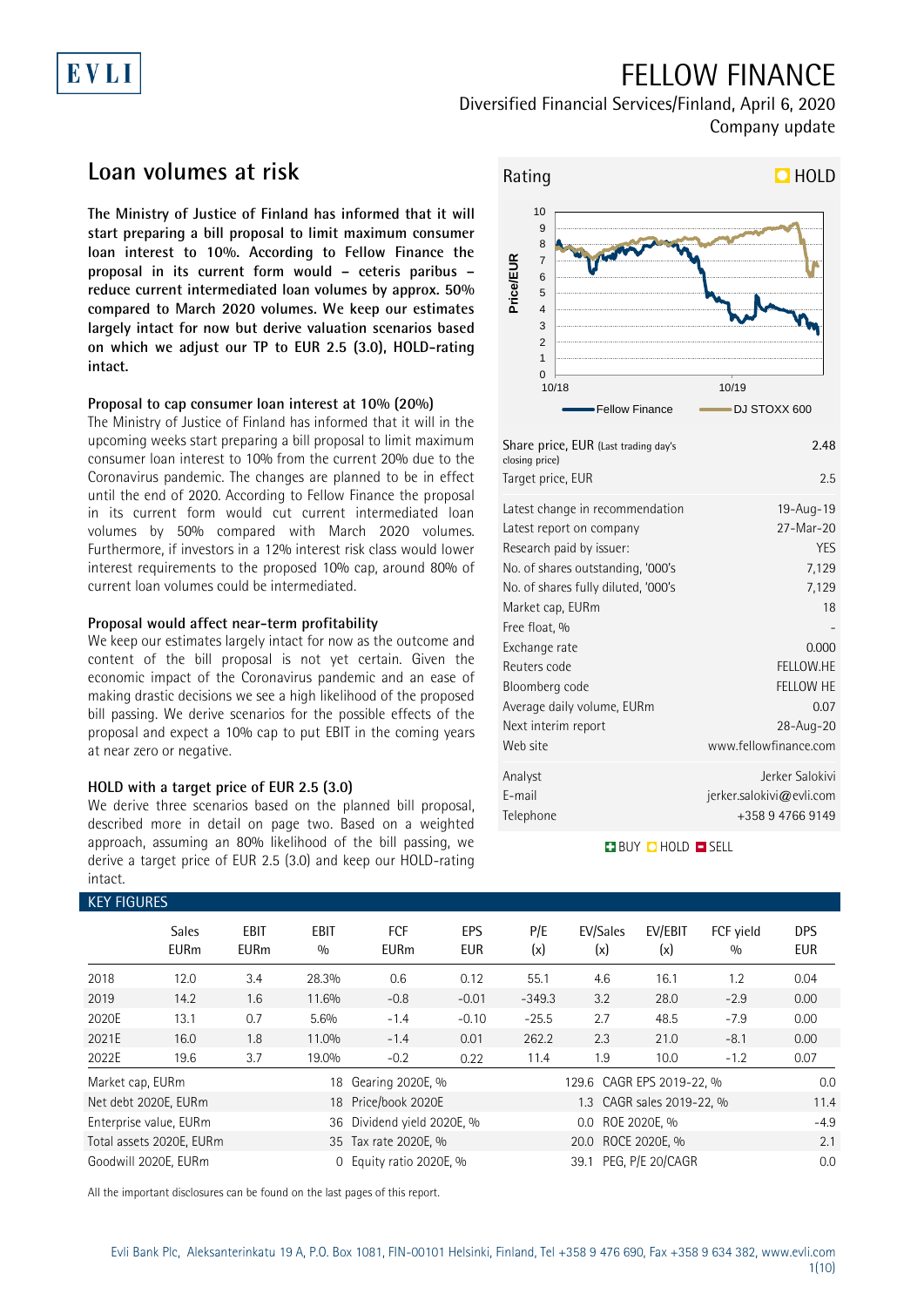EVLI

# FELLOW FINANCE

Diversified Financial Services/Finland, April 6, 2020

Company update

## Loan volumes at risk

**The Ministry of Justice of Finland has informed that it will start preparing a bill proposal to limit maximum consumer loan interest to 10%. According to Fellow Finance the proposal in its current form would – ceteris paribus – reduce current intermediated loan volumes by approx. 50% compared to March 2020 volumes. We keep our estimates largely intact for now but derive valuation scenarios based on which we adjust our TP to EUR 2.5 (3.0), HOLD-rating intact.**

### Proposal to cap consumer loan interest at 10% (20%)

The Ministry of Justice of Finland has informed that it will in the upcoming weeks start preparing a bill proposal to limit maximum consumer loan interest to 10% from the current 20% due to the Coronavirus pandemic. The changes are planned to be in effect until the end of 2020. According to Fellow Finance the proposal in its current form would cut current intermediated loan volumes by 50% compared with March 2020 volumes. Furthermore, if investors in a 12% interest risk class would lower interest requirements to the proposed 10% cap, around 80% of current loan volumes could be intermediated.

### Proposal would affect near-term profitability

We keep our estimates largely intact for now as the outcome and content of the bill proposal is not yet certain. Given the economic impact of the Coronavirus pandemic and an ease of making drastic decisions we see a high likelihood of the proposed bill passing. We derive scenarios for the possible effects of the proposal and expect a 10% cap to put EBIT in the coming years at near zero or negative.

### HOLD with a target price of EUR 2.5 (3.0)

We derive three scenarios based on the planned bill proposal, described more in detail on page two. Based on a weighted approach, assuming an 80% likelihood of the bill passing, we derive a target price of EUR 2.5 (3.0) and keep our HOLD-rating intact.

Rating: HOLD

Price/EUR
10
9
8
7
6
5
4
3
2
1
0
10/18
10/19
Fellow Finance
DJ STOXX 600

| | |
|---|---|
| Share price, EUR (Last trading day's closing price) | 2.48 |
| Target price, EUR | 2.5 |
| Latest change in recommendation | 19-Aug-19 |
| Latest report on company | 27-Mar-20 |
| Research paid by issuer: | YES |
| No. of shares outstanding, '000's | 7,129 |
| No. of shares fully diluted, '000's | 7,129 |
| Market cap, EURm | 18 |
| Free float, % | - |
| Exchange rate | 0.000 |
| Reuters code | FELLOW.HE |
| Bloomberg code | FELLOW HE |
| Average daily volume, EURm | 0.07 |
| Next interim report | 28-Aug-20 |
| Web site | www.fellowfinance.com |
| Analyst | Jerker Salokivi |
| E-mail | jerker.salokivi@evli.com |
| Telephone | +358 9 4766 9149 |

BUY HOLD SELL

### KEY FIGURES

| | Sales EURm | EBIT EURm | EBIT % | FCF EURm | EPS EUR | P/E (x) | EV/Sales (x) | EV/EBIT (x) | FCF yield % | DPS EUR |
|---|---|---|---|---|---|---|---|---|---|---|
| 2018 | 12.0 | 3.4 | 28.3% | 0.6 | 0.12 | 55.1 | 4.6 | 16.1 | 1.2 | 0.04 |
| 2019 | 14.2 | 1.6 | 11.6% | -0.8 | -0.01 | -349.3 | 3.2 | 28.0 | -2.9 | 0.00 |
| 2020E | 13.1 | 0.7 | 5.6% | -1.4 | -0.10 | -25.5 | 2.7 | 48.5 | -7.9 | 0.00 |
| 2021E | 16.0 | 1.8 | 11.0% | -1.4 | 0.01 | 262.2 | 2.3 | 21.0 | -8.1 | 0.00 |
| 2022E | 19.6 | 3.7 | 19.0% | -0.2 | 0.22 | 11.4 | 1.9 | 10.0 | -1.2 | 0.07 |

| | | | | | |
|---|---|---|---|---|---|
| Market cap, EURm | 18 | Gearing 2020E, % | 129.6 | CAGR EPS 2019-22, % | 0.0 |
| Net debt 2020E, EURm | 18 | Price/book 2020E | 1.3 | CAGR sales 2019-22, % | 11.4 |
| Enterprise value, EURm | 36 | Dividend yield 2020E, % | 0.0 | ROE 2020E, % | -4.9 |
| Total assets 2020E, EURm | 35 | Tax rate 2020E, % | 20.0 | ROCE 2020E, % | 2.1 |
| Goodwill 2020E, EURm | 0 | Equity ratio 2020E, % | 39.1 | PEG, P/E 20/CAGR | 0.0 |

All the important disclosures can be found on the last pages of this report.

Evli Bank Plc, Aleksanterinkatu 19 A, P.O. Box 1081, FIN-00101 Helsinki, Finland, Tel +358 9 476 690, Fax +358 9 634 382, www.evli.com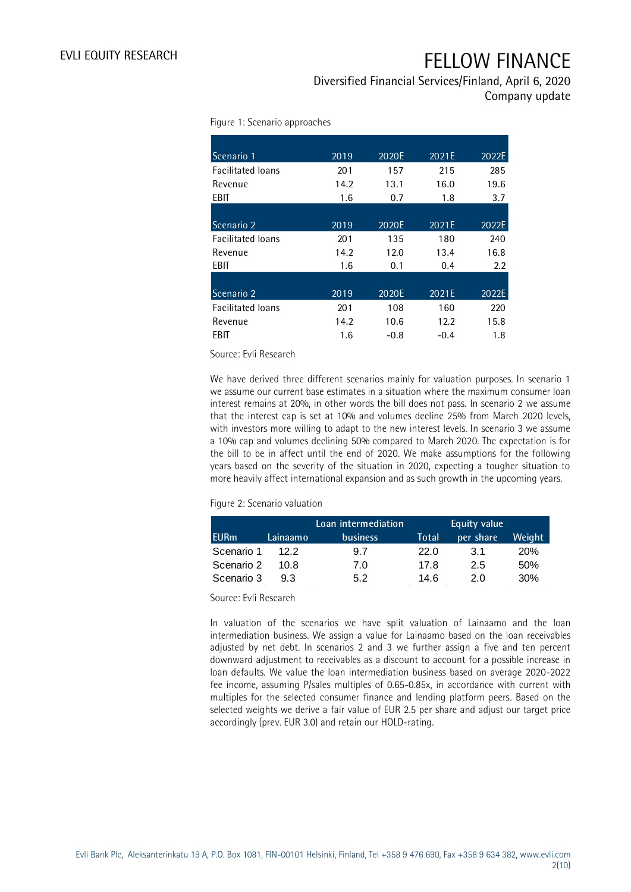Figure 1: Scenario approaches

| Scenario 1 | 2019 | 2020E | 2021E | 2022E |
|---|---|---|---|---|
| Facilitated loans | 201 | 157 | 215 | 285 |
| Revenue | 14.2 | 13.1 | 16.0 | 19.6 |
| EBIT | 1.6 | 0.7 | 1.8 | 3.7 |
| **Scenario 2** | **2019** | **2020E** | **2021E** | **2022E** |
| Facilitated loans | 201 | 135 | 180 | 240 |
| Revenue | 14.2 | 12.0 | 13.4 | 16.8 |
| EBIT | 1.6 | 0.1 | 0.4 | 2.2 |
| **Scenario 2** | **2019** | **2020E** | **2021E** | **2022E** |
| Facilitated loans | 201 | 108 | 160 | 220 |
| Revenue | 14.2 | 10.6 | 12.2 | 15.8 |
| EBIT | 1.6 | -0.8 | -0.4 | 1.8 |

Source: Evli Research

We have derived three different scenarios mainly for valuation purposes. In scenario 1 we assume our current base estimates in a situation where the maximum consumer loan interest remains at 20%, in other words the bill does not pass. In scenario 2 we assume that the interest cap is set at 10% and volumes decline 25% from March 2020 levels, with investors more willing to adapt to the new interest levels. In scenario 3 we assume a 10% cap and volumes declining 50% compared to March 2020. The expectation is for the bill to be in affect until the end of 2020. We make assumptions for the following years based on the severity of the situation in 2020, expecting a tougher situation to more heavily affect international expansion and as such growth in the upcoming years.

Figure 2: Scenario valuation

| EURm | Lainaamo | Loan intermediation business | Total | Equity value per share | Weight |
|---|---|---|---|---|---|
| Scenario 1 | 12.2 | 9.7 | 22.0 | 3.1 | 20% |
| Scenario 2 | 10.8 | 7.0 | 17.8 | 2.5 | 50% |
| Scenario 3 | 9.3 | 5.2 | 14.6 | 2.0 | 30% |

Source: Evli Research

In valuation of the scenarios we have split valuation of Lainaamo and the loan intermediation business. We assign a value for Lainaamo based on the loan receivables adjusted by net debt. In scenarios 2 and 3 we further assign a five and ten percent downward adjustment to receivables as a discount to account for a possible increase in loan defaults. We value the loan intermediation business based on average 2020-2022 fee income, assuming P/sales multiples of 0.65-0.85x, in accordance with current with multiples for the selected consumer finance and lending platform peers. Based on the selected weights we derive a fair value of EUR 2.5 per share and adjust our target price accordingly (prev. EUR 3.0) and retain our HOLD-rating.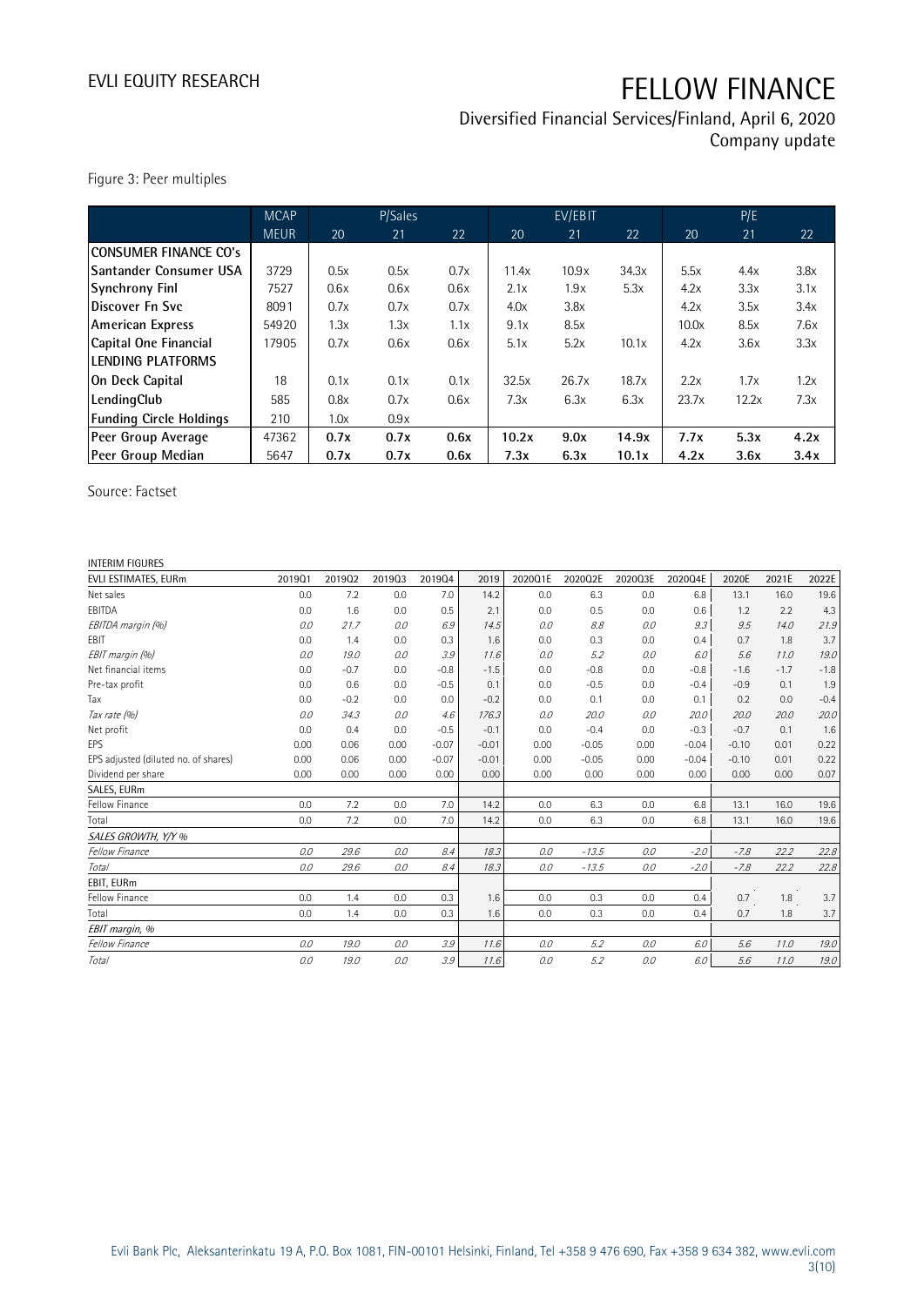Figure 3: Peer multiples

| | MCAP | P/Sales | | | EV/EBIT | | | P/E | | |
|---|---|---|---|---|---|---|---|---|---|---|
| | MEUR | 20 | 21 | 22 | 20 | 21 | 22 | 20 | 21 | 22 |
| **CONSUMER FINANCE CO's** | | | | | | | | | | |
| **Santander Consumer USA** | 3729 | 0.5x | 0.5x | 0.7x | 11.4x | 10.9x | 34.3x | 5.5x | 4.4x | 3.8x |
| **Synchrony Finl** | 7527 | 0.6x | 0.6x | 0.6x | 2.1x | 1.9x | 5.3x | 4.2x | 3.3x | 3.1x |
| **Discover Fn Svc** | 8091 | 0.7x | 0.7x | 0.7x | 4.0x | 3.8x | | 4.2x | 3.5x | 3.4x |
| **American Express** | 54920 | 1.3x | 1.3x | 1.1x | 9.1x | 8.5x | | 10.0x | 8.5x | 7.6x |
| **Capital One Financial** | 17905 | 0.7x | 0.6x | 0.6x | 5.1x | 5.2x | 10.1x | 4.2x | 3.6x | 3.3x |
| **LENDING PLATFORMS** | | | | | | | | | | |
| **On Deck Capital** | 18 | 0.1x | 0.1x | 0.1x | 32.5x | 26.7x | 18.7x | 2.2x | 1.7x | 1.2x |
| **LendingClub** | 585 | 0.8x | 0.7x | 0.6x | 7.3x | 6.3x | 6.3x | 23.7x | 12.2x | 7.3x |
| **Funding Circle Holdings** | 210 | 1.0x | 0.9x | | | | | | | |
| **Peer Group Average** | 47362 | **0.7x** | **0.7x** | **0.6x** | **10.2x** | **9.0x** | **14.9x** | **7.7x** | **5.3x** | **4.2x** |
| **Peer Group Median** | 5647 | **0.7x** | **0.7x** | **0.6x** | **7.3x** | **6.3x** | **10.1x** | **4.2x** | **3.6x** | **3.4x** |

Source: Factset

INTERIM FIGURES

| EVLI ESTIMATES, EURm | 2019Q1 | 2019Q2 | 2019Q3 | 2019Q4 | 2019 | 2020Q1E | 2020Q2E | 2020Q3E | 2020Q4E | 2020E | 2021E | 2022E |
|---|---|---|---|---|---|---|---|---|---|---|---|---|
| Net sales | 0.0 | 7.2 | 0.0 | 7.0 | 14.2 | 0.0 | 6.3 | 0.0 | 6.8 | 13.1 | 16.0 | 19.6 |
| EBITDA | 0.0 | 1.6 | 0.0 | 0.5 | 2.1 | 0.0 | 0.5 | 0.0 | 0.6 | 1.2 | 2.2 | 4.3 |
| *EBITDA margin (%)* | *0.0* | *21.7* | *0.0* | *6.9* | *14.5* | *0.0* | *8.8* | *0.0* | *9.3* | *9.5* | *14.0* | *21.9* |
| EBIT | 0.0 | 1.4 | 0.0 | 0.3 | 1.6 | 0.0 | 0.3 | 0.0 | 0.4 | 0.7 | 1.8 | 3.7 |
| *EBIT margin (%)* | *0.0* | *19.0* | *0.0* | *3.9* | *11.6* | *0.0* | *5.2* | *0.0* | *6.0* | *5.6* | *11.0* | *19.0* |
| Net financial items | 0.0 | -0.7 | 0.0 | -0.8 | -1.5 | 0.0 | -0.8 | 0.0 | -0.8 | -1.6 | -1.7 | -1.8 |
| Pre-tax profit | 0.0 | 0.6 | 0.0 | -0.5 | 0.1 | 0.0 | -0.5 | 0.0 | -0.4 | -0.9 | 0.1 | 1.9 |
| Tax | 0.0 | -0.2 | 0.0 | 0.0 | -0.2 | 0.0 | 0.1 | 0.0 | 0.1 | 0.2 | 0.0 | -0.4 |
| *Tax rate (%)* | *0.0* | *34.3* | *0.0* | *4.6* | *176.3* | *0.0* | *20.0* | *0.0* | *20.0* | *20.0* | *20.0* | *20.0* |
| Net profit | 0.0 | 0.4 | 0.0 | -0.5 | -0.1 | 0.0 | -0.4 | 0.0 | -0.3 | -0.7 | 0.1 | 1.6 |
| EPS | 0.00 | 0.06 | 0.00 | -0.07 | -0.01 | 0.00 | -0.05 | 0.00 | -0.04 | -0.10 | 0.01 | 0.22 |
| EPS adjusted (diluted no. of shares) | 0.00 | 0.06 | 0.00 | -0.07 | -0.01 | 0.00 | -0.05 | 0.00 | -0.04 | -0.10 | 0.01 | 0.22 |
| Dividend per share | 0.00 | 0.00 | 0.00 | 0.00 | 0.00 | 0.00 | 0.00 | 0.00 | 0.00 | 0.00 | 0.00 | 0.07 |
| SALES, EURm | | | | | | | | | | | | |
| Fellow Finance | 0.0 | 7.2 | 0.0 | 7.0 | 14.2 | 0.0 | 6.3 | 0.0 | 6.8 | 13.1 | 16.0 | 19.6 |
| Total | 0.0 | 7.2 | 0.0 | 7.0 | 14.2 | 0.0 | 6.3 | 0.0 | 6.8 | 13.1 | 16.0 | 19.6 |
| *SALES GROWTH, Y/Y %* | | | | | | | | | | | | |
| *Fellow Finance* | *0.0* | *29.6* | *0.0* | *8.4* | *18.3* | *0.0* | *-13.5* | *0.0* | *-2.0* | *-7.8* | *22.2* | *22.8* |
| *Total* | *0.0* | *29.6* | *0.0* | *8.4* | *18.3* | *0.0* | *-13.5* | *0.0* | *-2.0* | *-7.8* | *22.2* | *22.8* |
| EBIT, EURm | | | | | | | | | | | | |
| Fellow Finance | 0.0 | 1.4 | 0.0 | 0.3 | 1.6 | 0.0 | 0.3 | 0.0 | 0.4 | 0.7 | 1.8 | 3.7 |
| Total | 0.0 | 1.4 | 0.0 | 0.3 | 1.6 | 0.0 | 0.3 | 0.0 | 0.4 | 0.7 | 1.8 | 3.7 |
| *EBIT margin, %* | | | | | | | | | | | | |
| *Fellow Finance* | *0.0* | *19.0* | *0.0* | *3.9* | *11.6* | *0.0* | *5.2* | *0.0* | *6.0* | *5.6* | *11.0* | *19.0* |
| *Total* | *0.0* | *19.0* | *0.0* | *3.9* | *11.6* | *0.0* | *5.2* | *0.0* | *6.0* | *5.6* | *11.0* | *19.0* |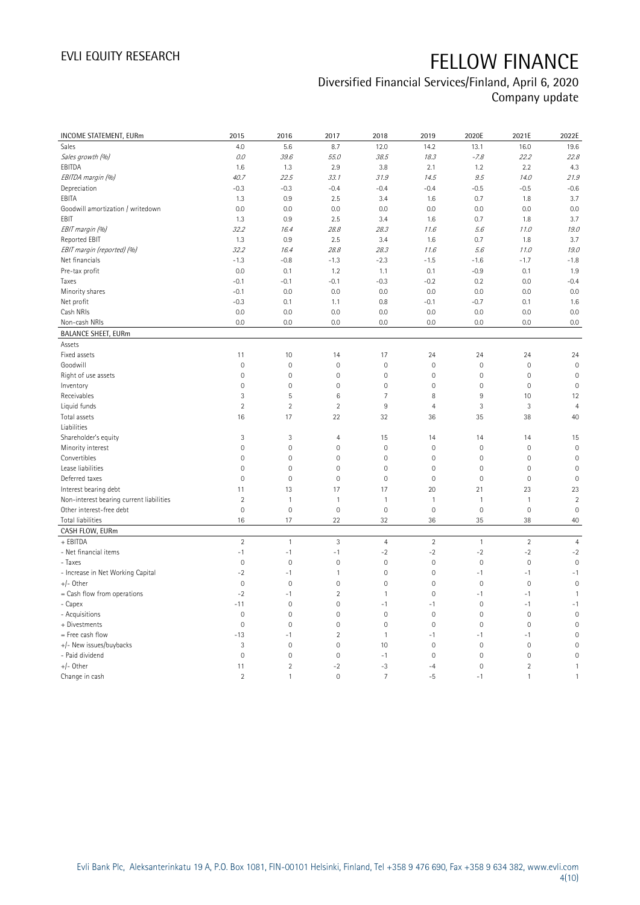# FELLOW FINANCE

## Diversified Financial Services/Finland, April 6, 2020
## Company update

| INCOME STATEMENT, EURm | 2015 | 2016 | 2017 | 2018 | 2019 | 2020E | 2021E | 2022E |
|---|---|---|---|---|---|---|---|---|
| Sales | 4.0 | 5.6 | 8.7 | 12.0 | 14.2 | 13.1 | 16.0 | 19.6 |
| *Sales growth (%)* | *0.0* | *39.6* | *55.0* | *38.5* | *18.3* | *-7.8* | *22.2* | *22.8* |
| EBITDA | 1.6 | 1.3 | 2.9 | 3.8 | 2.1 | 1.2 | 2.2 | 4.3 |
| *EBITDA margin (%)* | *40.7* | *22.5* | *33.1* | *31.9* | *14.5* | *9.5* | *14.0* | *21.9* |
| Depreciation | -0.3 | -0.3 | -0.4 | -0.4 | -0.4 | -0.5 | -0.5 | -0.6 |
| EBITA | 1.3 | 0.9 | 2.5 | 3.4 | 1.6 | 0.7 | 1.8 | 3.7 |
| Goodwill amortization / writedown | 0.0 | 0.0 | 0.0 | 0.0 | 0.0 | 0.0 | 0.0 | 0.0 |
| EBIT | 1.3 | 0.9 | 2.5 | 3.4 | 1.6 | 0.7 | 1.8 | 3.7 |
| *EBIT margin (%)* | *32.2* | *16.4* | *28.8* | *28.3* | *11.6* | *5.6* | *11.0* | *19.0* |
| Reported EBIT | 1.3 | 0.9 | 2.5 | 3.4 | 1.6 | 0.7 | 1.8 | 3.7 |
| *EBIT margin (reported) (%)* | *32.2* | *16.4* | *28.8* | *28.3* | *11.6* | *5.6* | *11.0* | *19.0* |
| Net financials | -1.3 | -0.8 | -1.3 | -2.3 | -1.5 | -1.6 | -1.7 | -1.8 |
| Pre-tax profit | 0.0 | 0.1 | 1.2 | 1.1 | 0.1 | -0.9 | 0.1 | 1.9 |
| Taxes | -0.1 | -0.1 | -0.1 | -0.3 | -0.2 | 0.2 | 0.0 | -0.4 |
| Minority shares | -0.1 | 0.0 | 0.0 | 0.0 | 0.0 | 0.0 | 0.0 | 0.0 |
| Net profit | -0.3 | 0.1 | 1.1 | 0.8 | -0.1 | -0.7 | 0.1 | 1.6 |
| Cash NRIs | 0.0 | 0.0 | 0.0 | 0.0 | 0.0 | 0.0 | 0.0 | 0.0 |
| Non-cash NRIs | 0.0 | 0.0 | 0.0 | 0.0 | 0.0 | 0.0 | 0.0 | 0.0 |
| **BALANCE SHEET, EURm** | | | | | | | | |
| Assets | | | | | | | | |
| Fixed assets | 11 | 10 | 14 | 17 | 24 | 24 | 24 | 24 |
| Goodwill | 0 | 0 | 0 | 0 | 0 | 0 | 0 | 0 |
| Right of use assets | 0 | 0 | 0 | 0 | 0 | 0 | 0 | 0 |
| Inventory | 0 | 0 | 0 | 0 | 0 | 0 | 0 | 0 |
| Receivables | 3 | 5 | 6 | 7 | 8 | 9 | 10 | 12 |
| Liquid funds | 2 | 2 | 2 | 9 | 4 | 3 | 3 | 4 |
| Total assets | 16 | 17 | 22 | 32 | 36 | 35 | 38 | 40 |
| Liabilities | | | | | | | | |
| Shareholder's equity | 3 | 3 | 4 | 15 | 14 | 14 | 14 | 15 |
| Minority interest | 0 | 0 | 0 | 0 | 0 | 0 | 0 | 0 |
| Convertibles | 0 | 0 | 0 | 0 | 0 | 0 | 0 | 0 |
| Lease liabilities | 0 | 0 | 0 | 0 | 0 | 0 | 0 | 0 |
| Deferred taxes | 0 | 0 | 0 | 0 | 0 | 0 | 0 | 0 |
| Interest bearing debt | 11 | 13 | 17 | 17 | 20 | 21 | 23 | 23 |
| Non-interest bearing current liabilities | 2 | 1 | 1 | 1 | 1 | 1 | 1 | 2 |
| Other interest-free debt | 0 | 0 | 0 | 0 | 0 | 0 | 0 | 0 |
| Total liabilities | 16 | 17 | 22 | 32 | 36 | 35 | 38 | 40 |
| **CASH FLOW, EURm** | | | | | | | | |
| + EBITDA | 2 | 1 | 3 | 4 | 2 | 1 | 2 | 4 |
| - Net financial items | -1 | -1 | -1 | -2 | -2 | -2 | -2 | -2 |
| - Taxes | 0 | 0 | 0 | 0 | 0 | 0 | 0 | 0 |
| - Increase in Net Working Capital | -2 | -1 | 1 | 0 | 0 | -1 | -1 | -1 |
| +/- Other | 0 | 0 | 0 | 0 | 0 | 0 | 0 | 0 |
| = Cash flow from operations | -2 | -1 | 2 | 1 | 0 | -1 | -1 | 1 |
| - Capex | -11 | 0 | 0 | -1 | -1 | 0 | -1 | -1 |
| - Acquisitions | 0 | 0 | 0 | 0 | 0 | 0 | 0 | 0 |
| + Divestments | 0 | 0 | 0 | 0 | 0 | 0 | 0 | 0 |
| = Free cash flow | -13 | -1 | 2 | 1 | -1 | -1 | -1 | 0 |
| +/- New issues/buybacks | 3 | 0 | 0 | 10 | 0 | 0 | 0 | 0 |
| - Paid dividend | 0 | 0 | 0 | -1 | 0 | 0 | 0 | 0 |
| +/- Other | 11 | 2 | -2 | -3 | -4 | 0 | 2 | 1 |
| Change in cash | 2 | 1 | 0 | 7 | -5 | -1 | 1 | 1 |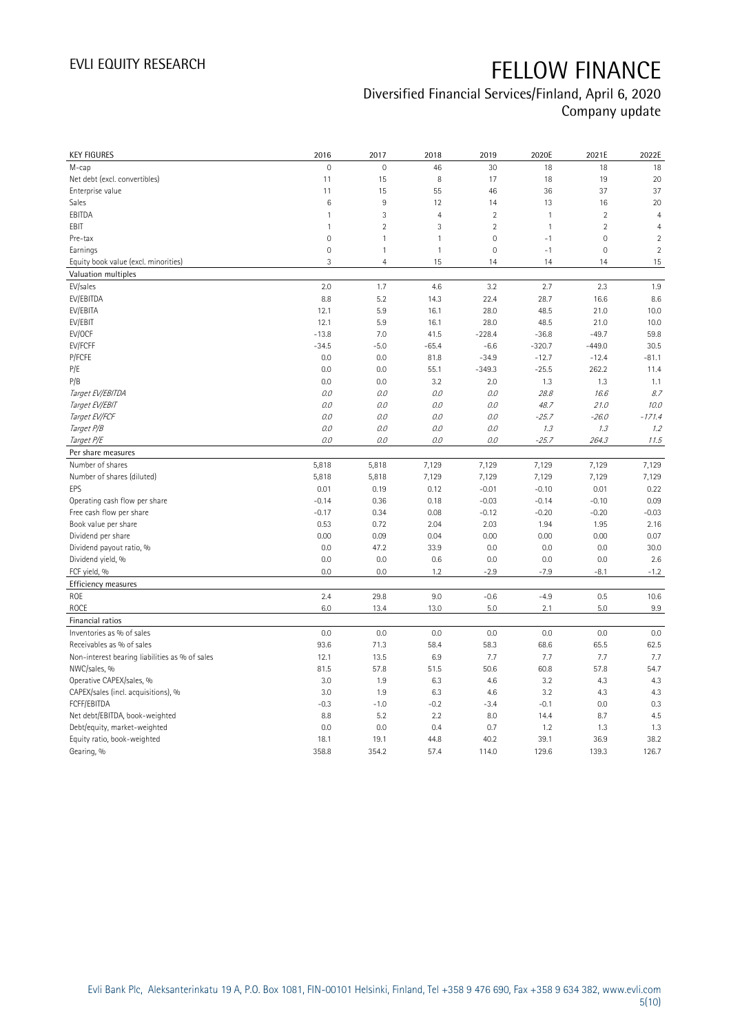| KEY FIGURES | 2016 | 2017 | 2018 | 2019 | 2020E | 2021E | 2022E |
|---|---|---|---|---|---|---|---|
| M-cap | 0 | 0 | 46 | 30 | 18 | 18 | 18 |
| Net debt (excl. convertibles) | 11 | 15 | 8 | 17 | 18 | 19 | 20 |
| Enterprise value | 11 | 15 | 55 | 46 | 36 | 37 | 37 |
| Sales | 6 | 9 | 12 | 14 | 13 | 16 | 20 |
| EBITDA | 1 | 3 | 4 | 2 | 1 | 2 | 4 |
| EBIT | 1 | 2 | 3 | 2 | 1 | 2 | 4 |
| Pre-tax | 0 | 1 | 1 | 0 | -1 | 0 | 2 |
| Earnings | 0 | 1 | 1 | 0 | -1 | 0 | 2 |
| Equity book value (excl. minorities) | 3 | 4 | 15 | 14 | 14 | 14 | 15 |
| **Valuation multiples** | | | | | | | |
| EV/sales | 2.0 | 1.7 | 4.6 | 3.2 | 2.7 | 2.3 | 1.9 |
| EV/EBITDA | 8.8 | 5.2 | 14.3 | 22.4 | 28.7 | 16.6 | 8.6 |
| EV/EBITA | 12.1 | 5.9 | 16.1 | 28.0 | 48.5 | 21.0 | 10.0 |
| EV/EBIT | 12.1 | 5.9 | 16.1 | 28.0 | 48.5 | 21.0 | 10.0 |
| EV/OCF | -13.8 | 7.0 | 41.5 | -228.4 | -36.8 | -49.7 | 59.8 |
| EV/FCFF | -34.5 | -5.0 | -65.4 | -6.6 | -320.7 | -449.0 | 30.5 |
| P/FCFE | 0.0 | 0.0 | 81.8 | -34.9 | -12.7 | -12.4 | -81.1 |
| P/E | 0.0 | 0.0 | 55.1 | -349.3 | -25.5 | 262.2 | 11.4 |
| P/B | 0.0 | 0.0 | 3.2 | 2.0 | 1.3 | 1.3 | 1.1 |
| *Target EV/EBITDA* | *0.0* | *0.0* | *0.0* | *0.0* | *28.8* | *16.6* | *8.7* |
| *Target EV/EBIT* | *0.0* | *0.0* | *0.0* | *0.0* | *48.7* | *21.0* | *10.0* |
| *Target EV/FCF* | *0.0* | *0.0* | *0.0* | *0.0* | *-25.7* | *-26.0* | *-171.4* |
| *Target P/B* | *0.0* | *0.0* | *0.0* | *0.0* | *1.3* | *1.3* | *1.2* |
| *Target P/E* | *0.0* | *0.0* | *0.0* | *0.0* | *-25.7* | *264.3* | *11.5* |
| **Per share measures** | | | | | | | |
| Number of shares | 5,818 | 5,818 | 7,129 | 7,129 | 7,129 | 7,129 | 7,129 |
| Number of shares (diluted) | 5,818 | 5,818 | 7,129 | 7,129 | 7,129 | 7,129 | 7,129 |
| EPS | 0.01 | 0.19 | 0.12 | -0.01 | -0.10 | 0.01 | 0.22 |
| Operating cash flow per share | -0.14 | 0.36 | 0.18 | -0.03 | -0.14 | -0.10 | 0.09 |
| Free cash flow per share | -0.17 | 0.34 | 0.08 | -0.12 | -0.20 | -0.20 | -0.03 |
| Book value per share | 0.53 | 0.72 | 2.04 | 2.03 | 1.94 | 1.95 | 2.16 |
| Dividend per share | 0.00 | 0.09 | 0.04 | 0.00 | 0.00 | 0.00 | 0.07 |
| Dividend payout ratio, % | 0.0 | 47.2 | 33.9 | 0.0 | 0.0 | 0.0 | 30.0 |
| Dividend yield, % | 0.0 | 0.0 | 0.6 | 0.0 | 0.0 | 0.0 | 2.6 |
| FCF yield, % | 0.0 | 0.0 | 1.2 | -2.9 | -7.9 | -8.1 | -1.2 |
| **Efficiency measures** | | | | | | | |
| ROE | 2.4 | 29.8 | 9.0 | -0.6 | -4.9 | 0.5 | 10.6 |
| ROCE | 6.0 | 13.4 | 13.0 | 5.0 | 2.1 | 5.0 | 9.9 |
| **Financial ratios** | | | | | | | |
| Inventories as % of sales | 0.0 | 0.0 | 0.0 | 0.0 | 0.0 | 0.0 | 0.0 |
| Receivables as % of sales | 93.6 | 71.3 | 58.4 | 58.3 | 68.6 | 65.5 | 62.5 |
| Non-interest bearing liabilities as % of sales | 12.1 | 13.5 | 6.9 | 7.7 | 7.7 | 7.7 | 7.7 |
| NWC/sales, % | 81.5 | 57.8 | 51.5 | 50.6 | 60.8 | 57.8 | 54.7 |
| Operative CAPEX/sales, % | 3.0 | 1.9 | 6.3 | 4.6 | 3.2 | 4.3 | 4.3 |
| CAPEX/sales (incl. acquisitions), % | 3.0 | 1.9 | 6.3 | 4.6 | 3.2 | 4.3 | 4.3 |
| FCFF/EBITDA | -0.3 | -1.0 | -0.2 | -3.4 | -0.1 | 0.0 | 0.3 |
| Net debt/EBITDA, book-weighted | 8.8 | 5.2 | 2.2 | 8.0 | 14.4 | 8.7 | 4.5 |
| Debt/equity, market-weighted | 0.0 | 0.0 | 0.4 | 0.7 | 1.2 | 1.3 | 1.3 |
| Equity ratio, book-weighted | 18.1 | 19.1 | 44.8 | 40.2 | 39.1 | 36.9 | 38.2 |
| Gearing, % | 358.8 | 354.2 | 57.4 | 114.0 | 129.6 | 139.3 | 126.7 |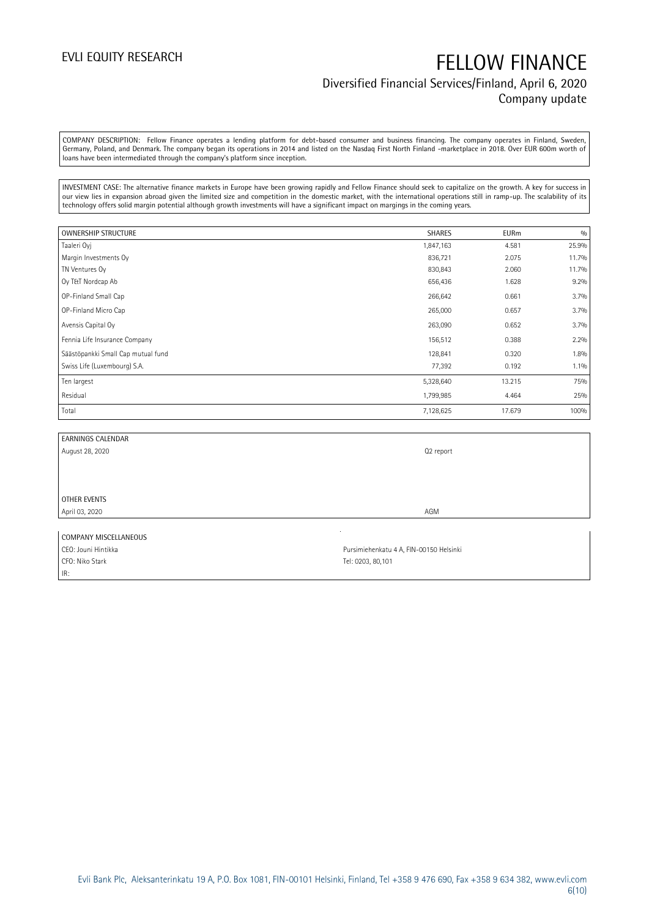COMPANY DESCRIPTION: Fellow Finance operates a lending platform for debt-based consumer and business financing. The company operates in Finland, Sweden, Germany, Poland, and Denmark. The company began its operations in 2014 and listed on the Nasdaq First North Finland -marketplace in 2018. Over EUR 600m worth of loans have been intermediated through the company's platform since inception.

INVESTMENT CASE: The alternative finance markets in Europe have been growing rapidly and Fellow Finance should seek to capitalize on the growth. A key for success in our view lies in expansion abroad given the limited size and competition in the domestic market, with the international operations still in ramp-up. The scalability of its technology offers solid margin potential although growth investments will have a significant impact on margings in the coming years.

| OWNERSHIP STRUCTURE | SHARES | EURm | % |
|---|---|---|---|
| Taaleri Oyj | 1,847,163 | 4.581 | 25.9% |
| Margin Investments Oy | 836,721 | 2.075 | 11.7% |
| TN Ventures Oy | 830,843 | 2.060 | 11.7% |
| Oy T&T Nordcap Ab | 656,436 | 1.628 | 9.2% |
| OP-Finland Small Cap | 266,642 | 0.661 | 3.7% |
| OP-Finland Micro Cap | 265,000 | 0.657 | 3.7% |
| Avensis Capital Oy | 263,090 | 0.652 | 3.7% |
| Fennia Life Insurance Company | 156,512 | 0.388 | 2.2% |
| Säästöpankki Small Cap mutual fund | 128,841 | 0.320 | 1.8% |
| Swiss Life (Luxembourg) S.A. | 77,392 | 0.192 | 1.1% |
| Ten largest | 5,328,640 | 13.215 | 75% |
| Residual | 1,799,985 | 4.464 | 25% |
| Total | 7,128,625 | 17.679 | 100% |

| EARNINGS CALENDAR | |
|---|---|
| August 28, 2020 | Q2 report |
| | |
| OTHER EVENTS | |
| April 03, 2020 | AGM |

| COMPANY MISCELLANEOUS | |
|---|---|
| CEO: Jouni Hintikka | Pursimiehenkatu 4 A, FIN-00150 Helsinki |
| CFO: Niko Stark | Tel: 0203, 80,101 |
| IR: | |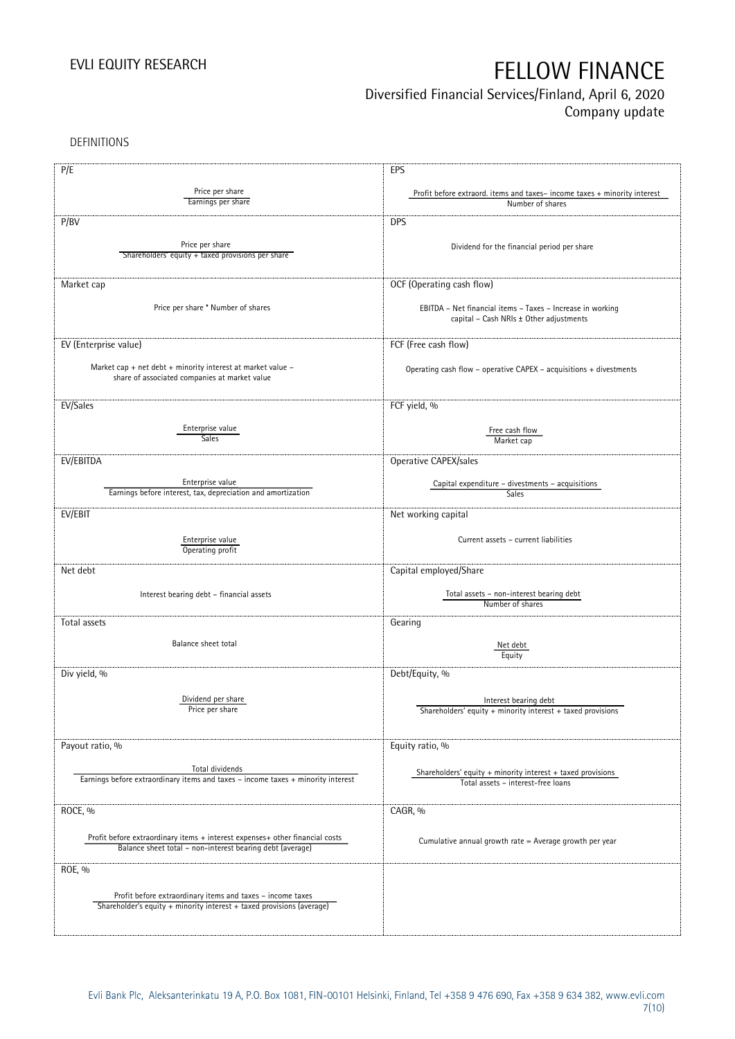DEFINITIONS

| | |
|---|---|
| **P/E**<br><br>Price per share / Earnings per share | **EPS**<br><br>Profit before extraord. items and taxes– income taxes + minority interest / Number of shares |
| **P/BV**<br><br>Price per share / Shareholders' equity + taxed provisions per share | **DPS**<br><br>Dividend for the financial period per share |
| **Market cap**<br><br>Price per share * Number of shares | **OCF (Operating cash flow)**<br><br>EBITDA – Net financial items – Taxes – Increase in working capital – Cash NRIs ± Other adjustments |
| **EV (Enterprise value)**<br><br>Market cap + net debt + minority interest at market value – share of associated companies at market value | **FCF (Free cash flow)**<br><br>Operating cash flow – operative CAPEX – acquisitions + divestments |
| **EV/Sales**<br><br>Enterprise value / Sales | **FCF yield, %**<br><br>Free cash flow / Market cap |
| **EV/EBITDA**<br><br>Enterprise value / Earnings before interest, tax, depreciation and amortization | **Operative CAPEX/sales**<br><br>Capital expenditure – divestments – acquisitions / Sales |
| **EV/EBIT**<br><br>Enterprise value / Operating profit | **Net working capital**<br><br>Current assets – current liabilities |
| **Net debt**<br><br>Interest bearing debt – financial assets | **Capital employed/Share**<br><br>Total assets – non-interest bearing debt / Number of shares |
| **Total assets**<br><br>Balance sheet total | **Gearing**<br><br>Net debt / Equity |
| **Div yield, %**<br><br>Dividend per share / Price per share | **Debt/Equity, %**<br><br>Interest bearing debt / Shareholders' equity + minority interest + taxed provisions |
| **Payout ratio, %**<br><br>Total dividends / Earnings before extraordinary items and taxes – income taxes + minority interest | **Equity ratio, %**<br><br>Shareholders' equity + minority interest + taxed provisions / Total assets – interest-free loans |
| **ROCE, %**<br><br>Profit before extraordinary items + interest expenses+ other financial costs / Balance sheet total – non-interest bearing debt (average) | **CAGR, %**<br><br>Cumulative annual growth rate = Average growth per year |
| **ROE, %**<br><br>Profit before extraordinary items and taxes – income taxes / Shareholder's equity + minority interest + taxed provisions (average) | |

Evli Bank Plc, Aleksanterinkatu 19 A, P.O. Box 1081, FIN-00101 Helsinki, Finland, Tel +358 9 476 690, Fax +358 9 634 382, www.evli.com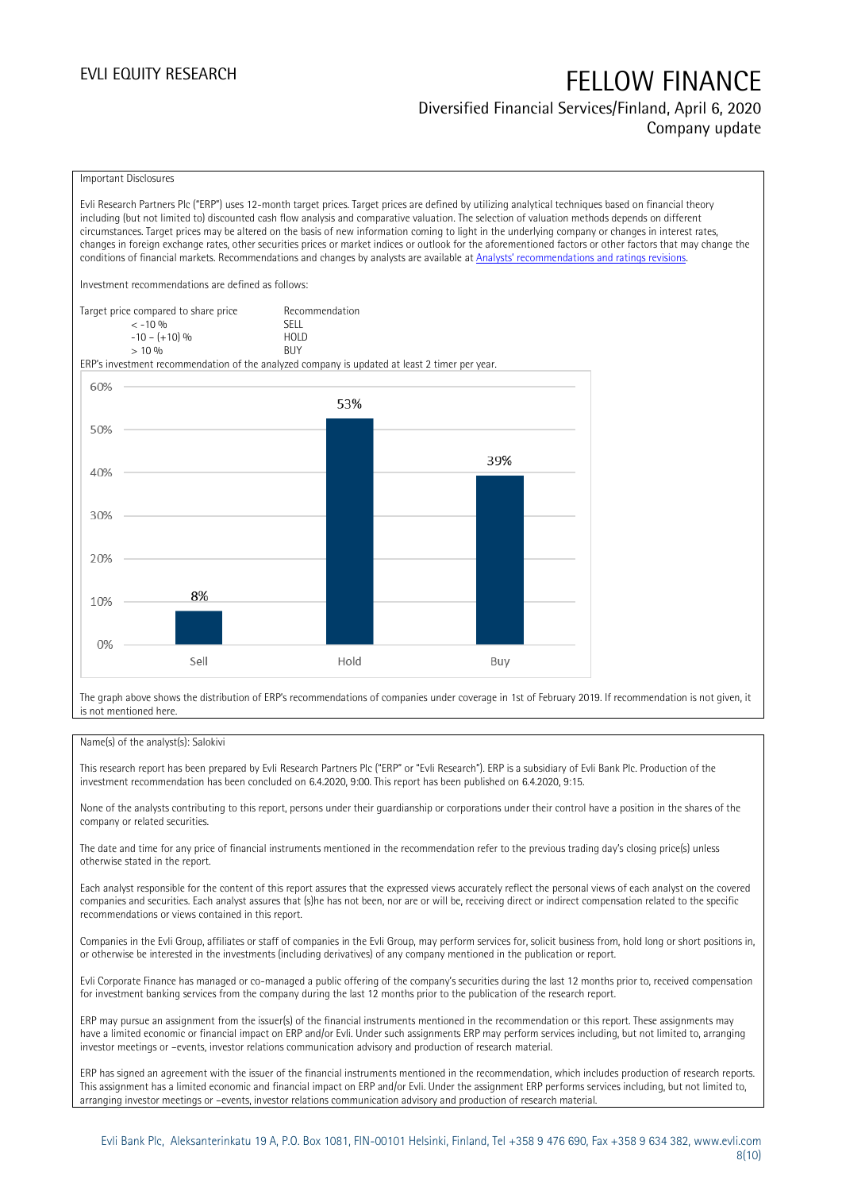Important Disclosures

Evli Research Partners Plc ("ERP") uses 12-month target prices. Target prices are defined by utilizing analytical techniques based on financial theory including (but not limited to) discounted cash flow analysis and comparative valuation. The selection of valuation methods depends on different circumstances. Target prices may be altered on the basis of new information coming to light in the underlying company or changes in interest rates, changes in foreign exchange rates, other securities prices or market indices or outlook for the aforementioned factors or other factors that may change the conditions of financial markets. Recommendations and changes by analysts are available at Analysts' recommendations and ratings revisions.

Investment recommendations are defined as follows:

| Target price compared to share price | Recommendation |
|---|---|
| < -10 % | SELL |
| -10 – (+10) % | HOLD |
| > 10 % | BUY |

ERP's investment recommendation of the analyzed company is updated at least 2 timer per year.

60%
50%
40%
30%
20%
10%
0%
8%
53%
39%
Sell
Hold
Buy

The graph above shows the distribution of ERP's recommendations of companies under coverage in 1st of February 2019. If recommendation is not given, it is not mentioned here.

Name(s) of the analyst(s): Salokivi

This research report has been prepared by Evli Research Partners Plc ("ERP" or "Evli Research"). ERP is a subsidiary of Evli Bank Plc. Production of the investment recommendation has been concluded on 6.4.2020, 9:00. This report has been published on 6.4.2020, 9:15.

None of the analysts contributing to this report, persons under their guardianship or corporations under their control have a position in the shares of the company or related securities.

The date and time for any price of financial instruments mentioned in the recommendation refer to the previous trading day's closing price(s) unless otherwise stated in the report.

Each analyst responsible for the content of this report assures that the expressed views accurately reflect the personal views of each analyst on the covered companies and securities. Each analyst assures that (s)he has not been, nor are or will be, receiving direct or indirect compensation related to the specific recommendations or views contained in this report.

Companies in the Evli Group, affiliates or staff of companies in the Evli Group, may perform services for, solicit business from, hold long or short positions in, or otherwise be interested in the investments (including derivatives) of any company mentioned in the publication or report.

Evli Corporate Finance has managed or co-managed a public offering of the company's securities during the last 12 months prior to, received compensation for investment banking services from the company during the last 12 months prior to the publication of the research report.

ERP may pursue an assignment from the issuer(s) of the financial instruments mentioned in the recommendation or this report. These assignments may have a limited economic or financial impact on ERP and/or Evli. Under such assignments ERP may perform services including, but not limited to, arranging investor meetings or –events, investor relations communication advisory and production of research material.

ERP has signed an agreement with the issuer of the financial instruments mentioned in the recommendation, which includes production of research reports. This assignment has a limited economic and financial impact on ERP and/or Evli. Under the assignment ERP performs services including, but not limited to, arranging investor meetings or –events, investor relations communication advisory and production of research material.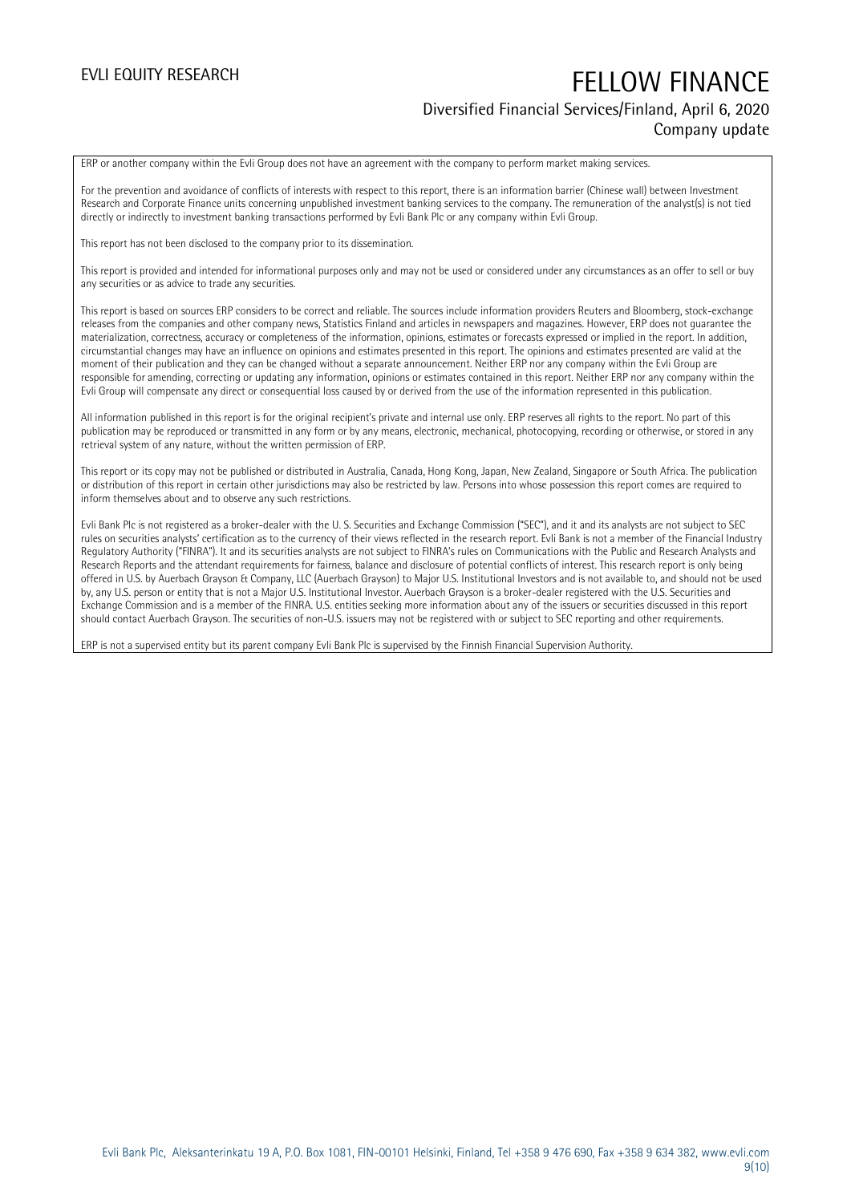ERP or another company within the Evli Group does not have an agreement with the company to perform market making services.

For the prevention and avoidance of conflicts of interests with respect to this report, there is an information barrier (Chinese wall) between Investment Research and Corporate Finance units concerning unpublished investment banking services to the company. The remuneration of the analyst(s) is not tied directly or indirectly to investment banking transactions performed by Evli Bank Plc or any company within Evli Group.

This report has not been disclosed to the company prior to its dissemination.

This report is provided and intended for informational purposes only and may not be used or considered under any circumstances as an offer to sell or buy any securities or as advice to trade any securities.

This report is based on sources ERP considers to be correct and reliable. The sources include information providers Reuters and Bloomberg, stock-exchange releases from the companies and other company news, Statistics Finland and articles in newspapers and magazines. However, ERP does not guarantee the materialization, correctness, accuracy or completeness of the information, opinions, estimates or forecasts expressed or implied in the report. In addition, circumstantial changes may have an influence on opinions and estimates presented in this report. The opinions and estimates presented are valid at the moment of their publication and they can be changed without a separate announcement. Neither ERP nor any company within the Evli Group are responsible for amending, correcting or updating any information, opinions or estimates contained in this report. Neither ERP nor any company within the Evli Group will compensate any direct or consequential loss caused by or derived from the use of the information represented in this publication.

All information published in this report is for the original recipient's private and internal use only. ERP reserves all rights to the report. No part of this publication may be reproduced or transmitted in any form or by any means, electronic, mechanical, photocopying, recording or otherwise, or stored in any retrieval system of any nature, without the written permission of ERP.

This report or its copy may not be published or distributed in Australia, Canada, Hong Kong, Japan, New Zealand, Singapore or South Africa. The publication or distribution of this report in certain other jurisdictions may also be restricted by law. Persons into whose possession this report comes are required to inform themselves about and to observe any such restrictions.

Evli Bank Plc is not registered as a broker-dealer with the U. S. Securities and Exchange Commission ("SEC"), and it and its analysts are not subject to SEC rules on securities analysts' certification as to the currency of their views reflected in the research report. Evli Bank is not a member of the Financial Industry Regulatory Authority ("FINRA"). It and its securities analysts are not subject to FINRA's rules on Communications with the Public and Research Analysts and Research Reports and the attendant requirements for fairness, balance and disclosure of potential conflicts of interest. This research report is only being offered in U.S. by Auerbach Grayson & Company, LLC (Auerbach Grayson) to Major U.S. Institutional Investors and is not available to, and should not be used by, any U.S. person or entity that is not a Major U.S. Institutional Investor. Auerbach Grayson is a broker-dealer registered with the U.S. Securities and Exchange Commission and is a member of the FINRA. U.S. entities seeking more information about any of the issuers or securities discussed in this report should contact Auerbach Grayson. The securities of non-U.S. issuers may not be registered with or subject to SEC reporting and other requirements.

ERP is not a supervised entity but its parent company Evli Bank Plc is supervised by the Finnish Financial Supervision Authority.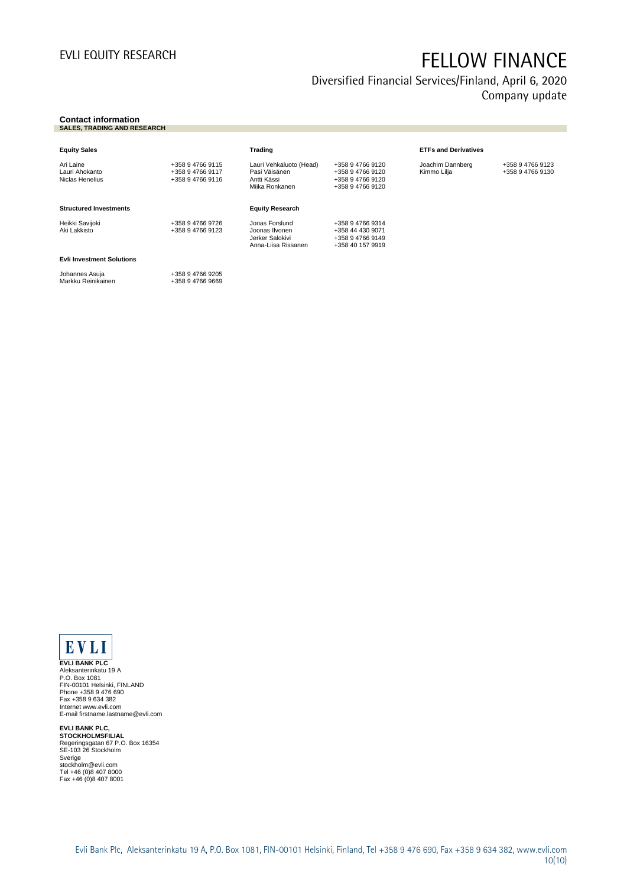## Contact information

**SALES, TRADING AND RESEARCH**

| | | | | | |
|---|---|---|---|---|---|
| **Equity Sales** | | **Trading** | | **ETFs and Derivatives** | |
| Ari Laine | +358 9 4766 9115 | Lauri Vehkaluoto (Head) | +358 9 4766 9120 | Joachim Dannberg | +358 9 4766 9123 |
| Lauri Ahokanto | +358 9 4766 9117 | Pasi Väisänen | +358 9 4766 9120 | Kimmo Lilja | +358 9 4766 9130 |
| Niclas Henelius | +358 9 4766 9116 | Antti Kässi | +358 9 4766 9120 | | |
| | | Miika Ronkanen | +358 9 4766 9120 | | |
| **Structured Investments** | | **Equity Research** | | | |
| Heikki Savijoki | +358 9 4766 9726 | Jonas Forslund | +358 9 4766 9314 | | |
| Aki Lakkisto | +358 9 4766 9123 | Joonas Ilvonen | +358 44 430 9071 | | |
| | | Jerker Salokivi | +358 9 4766 9149 | | |
| | | Anna-Liisa Rissanen | +358 40 157 9919 | | |
| **Evli Investment Solutions** | | | | | |
| Johannes Asuja | +358 9 4766 9205 | | | | |
| Markku Reinikainen | +358 9 4766 9669 | | | | |

**EVLI BANK PLC**
Aleksanterinkatu 19 A
P.O. Box 1081
FIN-00101 Helsinki, FINLAND
Phone +358 9 476 690
Fax +358 9 634 382
Internet www.evli.com
E-mail firstname.lastname@evli.com

**EVLI BANK PLC, STOCKHOLMSFILIAL**
Regeringsgatan 67 P.O. Box 16354
SE-103 26 Stockholm
Sverige
stockholm@evli.com
Tel +46 (0)8 407 8000
Fax +46 (0)8 407 8001